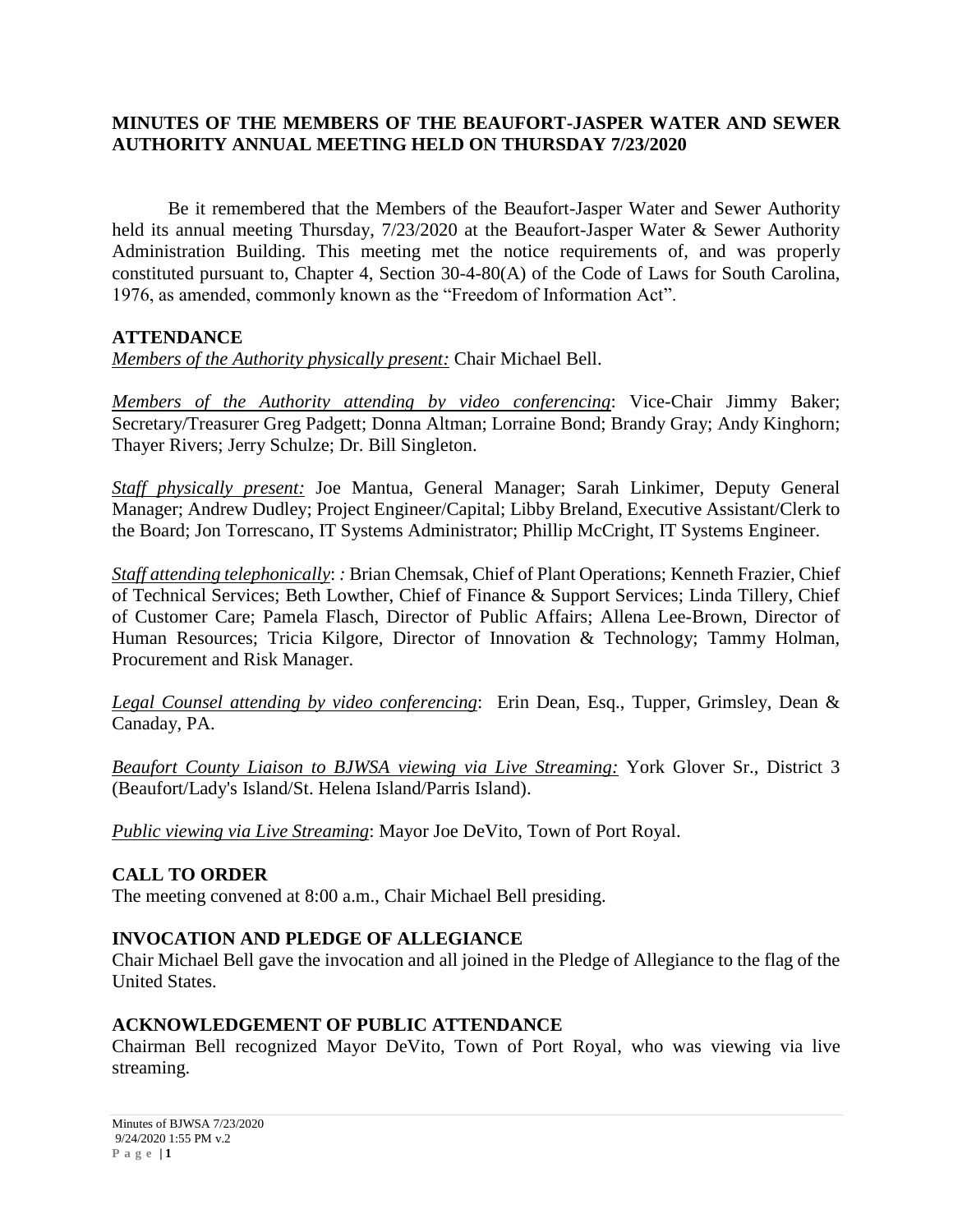**MINUTES OF THE MEMBERS OF THE BEAUFORT-JASPER WATER AND SEWER AUTHORITY ANNUAL MEETING HELD ON THURSDAY 7/23/2020**

Be it remembered that the Members of the Beaufort-Jasper Water and Sewer Authority held its annual meeting Thursday, 7/23/2020 at the Beaufort-Jasper Water & Sewer Authority Administration Building. This meeting met the notice requirements of, and was properly constituted pursuant to, Chapter 4, Section 30-4-80(A) of the Code of Laws for South Carolina, 1976, as amended, commonly known as the "Freedom of Information Act".

## ATTENDANCE

*Members of the Authority physically present:* Chair Michael Bell.

*Members of the Authority attending by video conferencing*: Vice-Chair Jimmy Baker; Secretary/Treasurer Greg Padgett; Donna Altman; Lorraine Bond; Brandy Gray; Andy Kinghorn; Thayer Rivers; Jerry Schulze; Dr. Bill Singleton.

*Staff physically present:* Joe Mantua, General Manager; Sarah Linkimer, Deputy General Manager; Andrew Dudley; Project Engineer/Capital; Libby Breland, Executive Assistant/Clerk to the Board; Jon Torrescano, IT Systems Administrator; Phillip McCright, IT Systems Engineer.

*Staff attending telephonically*: *:* Brian Chemsak, Chief of Plant Operations; Kenneth Frazier, Chief of Technical Services; Beth Lowther, Chief of Finance & Support Services; Linda Tillery, Chief of Customer Care; Pamela Flasch, Director of Public Affairs; Allena Lee-Brown, Director of Human Resources; Tricia Kilgore, Director of Innovation & Technology; Tammy Holman, Procurement and Risk Manager.

*Legal Counsel attending by video conferencing*: Erin Dean, Esq., Tupper, Grimsley, Dean & Canaday, PA.

*Beaufort County Liaison to BJWSA viewing via Live Streaming:* York Glover Sr., District 3 (Beaufort/Lady's Island/St. Helena Island/Parris Island).

*Public viewing via Live Streaming*: Mayor Joe DeVito, Town of Port Royal.

## CALL TO ORDER

The meeting convened at 8:00 a.m., Chair Michael Bell presiding.

## INVOCATION AND PLEDGE OF ALLEGIANCE

Chair Michael Bell gave the invocation and all joined in the Pledge of Allegiance to the flag of the United States.

## ACKNOWLEDGEMENT OF PUBLIC ATTENDANCE

Chairman Bell recognized Mayor DeVito, Town of Port Royal, who was viewing via live streaming.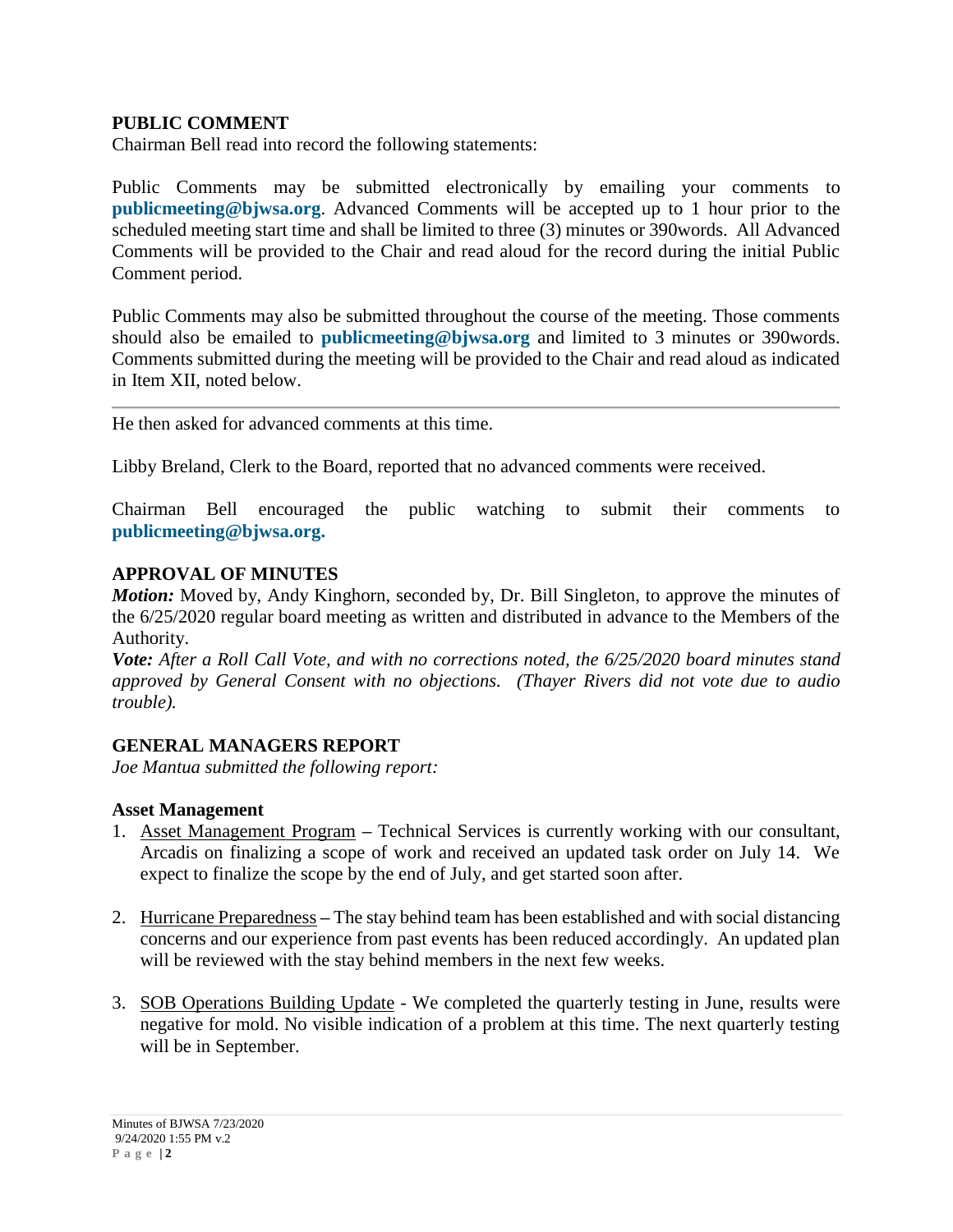## PUBLIC COMMENT

Chairman Bell read into record the following statements:

Public Comments may be submitted electronically by emailing your comments to **publicmeeting@bjwsa.org**. Advanced Comments will be accepted up to 1 hour prior to the scheduled meeting start time and shall be limited to three (3) minutes or 390words. All Advanced Comments will be provided to the Chair and read aloud for the record during the initial Public Comment period.

Public Comments may also be submitted throughout the course of the meeting. Those comments should also be emailed to **publicmeeting@bjwsa.org** and limited to 3 minutes or 390words. Comments submitted during the meeting will be provided to the Chair and read aloud as indicated in Item XII, noted below.

---

He then asked for advanced comments at this time.

Libby Breland, Clerk to the Board, reported that no advanced comments were received.

Chairman Bell encouraged the public watching to submit their comments to **publicmeeting@bjwsa.org.**

## APPROVAL OF MINUTES

***Motion:*** Moved by, Andy Kinghorn, seconded by, Dr. Bill Singleton, to approve the minutes of the 6/25/2020 regular board meeting as written and distributed in advance to the Members of the Authority.

***Vote:*** *After a Roll Call Vote, and with no corrections noted, the 6/25/2020 board minutes stand approved by General Consent with no objections. (Thayer Rivers did not vote due to audio trouble).*

## GENERAL MANAGERS REPORT

*Joe Mantua submitted the following report:*

### Asset Management

1. Asset Management Program – Technical Services is currently working with our consultant, Arcadis on finalizing a scope of work and received an updated task order on July 14. We expect to finalize the scope by the end of July, and get started soon after.

2. Hurricane Preparedness – The stay behind team has been established and with social distancing concerns and our experience from past events has been reduced accordingly. An updated plan will be reviewed with the stay behind members in the next few weeks.

3. SOB Operations Building Update - We completed the quarterly testing in June, results were negative for mold. No visible indication of a problem at this time. The next quarterly testing will be in September.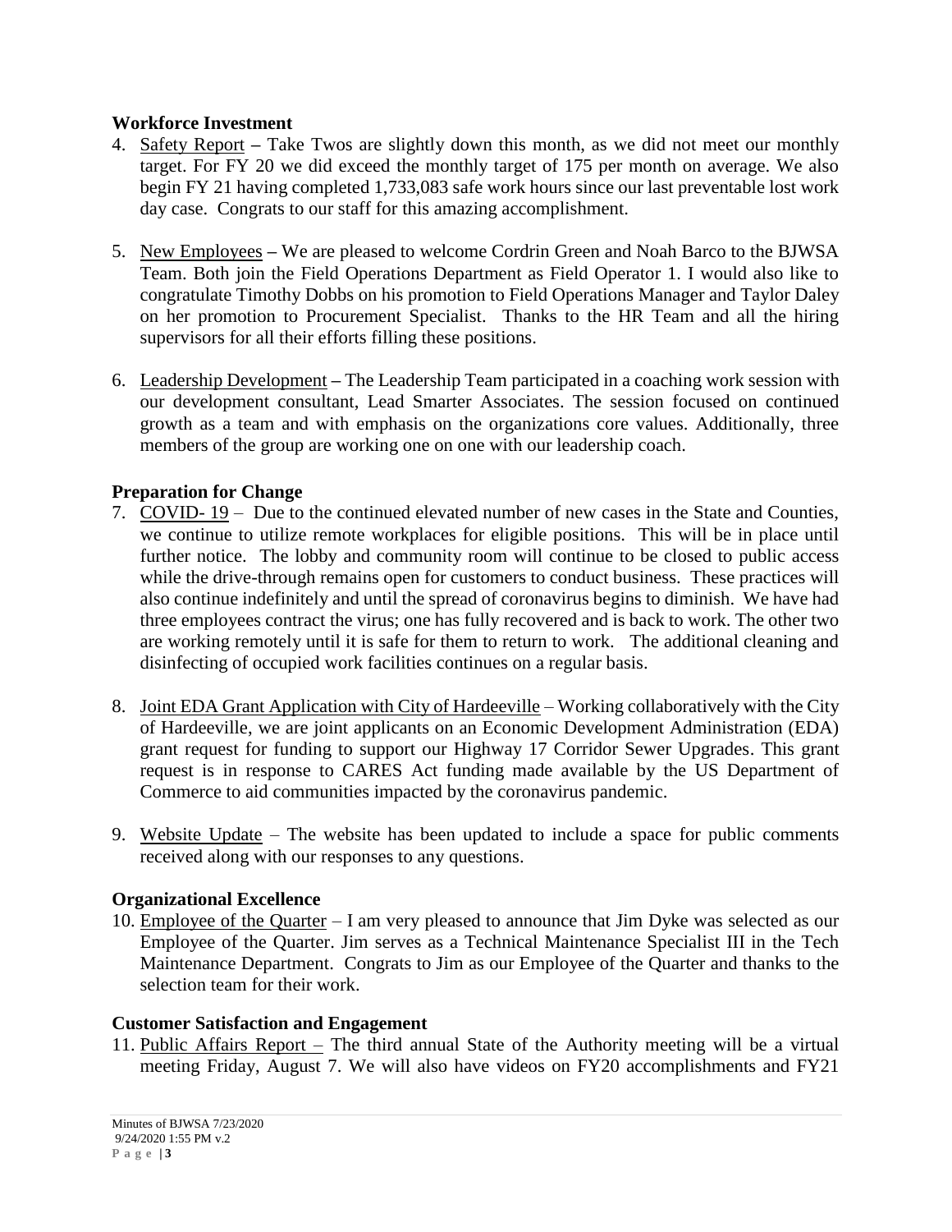**Workforce Investment**

4. Safety Report – Take Twos are slightly down this month, as we did not meet our monthly target. For FY 20 we did exceed the monthly target of 175 per month on average. We also begin FY 21 having completed 1,733,083 safe work hours since our last preventable lost work day case. Congrats to our staff for this amazing accomplishment.

5. New Employees – We are pleased to welcome Cordrin Green and Noah Barco to the BJWSA Team. Both join the Field Operations Department as Field Operator 1. I would also like to congratulate Timothy Dobbs on his promotion to Field Operations Manager and Taylor Daley on her promotion to Procurement Specialist. Thanks to the HR Team and all the hiring supervisors for all their efforts filling these positions.

6. Leadership Development – The Leadership Team participated in a coaching work session with our development consultant, Lead Smarter Associates. The session focused on continued growth as a team and with emphasis on the organizations core values. Additionally, three members of the group are working one on one with our leadership coach.

**Preparation for Change**

7. COVID- 19 – Due to the continued elevated number of new cases in the State and Counties, we continue to utilize remote workplaces for eligible positions. This will be in place until further notice. The lobby and community room will continue to be closed to public access while the drive-through remains open for customers to conduct business. These practices will also continue indefinitely and until the spread of coronavirus begins to diminish. We have had three employees contract the virus; one has fully recovered and is back to work. The other two are working remotely until it is safe for them to return to work. The additional cleaning and disinfecting of occupied work facilities continues on a regular basis.

8. Joint EDA Grant Application with City of Hardeeville – Working collaboratively with the City of Hardeeville, we are joint applicants on an Economic Development Administration (EDA) grant request for funding to support our Highway 17 Corridor Sewer Upgrades. This grant request is in response to CARES Act funding made available by the US Department of Commerce to aid communities impacted by the coronavirus pandemic.

9. Website Update – The website has been updated to include a space for public comments received along with our responses to any questions.

**Organizational Excellence**

10. Employee of the Quarter – I am very pleased to announce that Jim Dyke was selected as our Employee of the Quarter. Jim serves as a Technical Maintenance Specialist III in the Tech Maintenance Department. Congrats to Jim as our Employee of the Quarter and thanks to the selection team for their work.

**Customer Satisfaction and Engagement**

11. Public Affairs Report – The third annual State of the Authority meeting will be a virtual meeting Friday, August 7. We will also have videos on FY20 accomplishments and FY21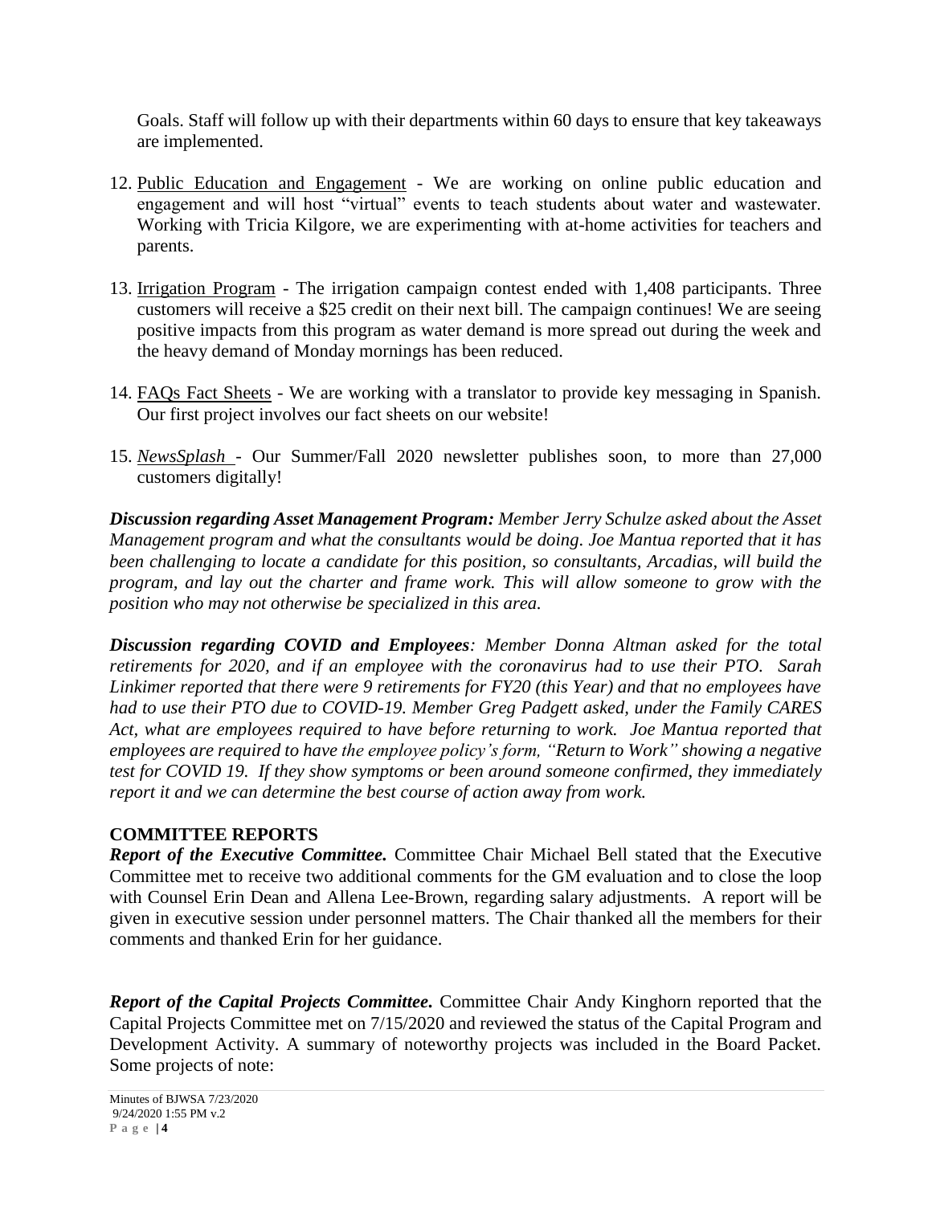Goals. Staff will follow up with their departments within 60 days to ensure that key takeaways are implemented.

12. Public Education and Engagement - We are working on online public education and engagement and will host "virtual" events to teach students about water and wastewater. Working with Tricia Kilgore, we are experimenting with at-home activities for teachers and parents.

13. Irrigation Program - The irrigation campaign contest ended with 1,408 participants. Three customers will receive a $25 credit on their next bill. The campaign continues! We are seeing positive impacts from this program as water demand is more spread out during the week and the heavy demand of Monday mornings has been reduced.

14. FAQs Fact Sheets - We are working with a translator to provide key messaging in Spanish. Our first project involves our fact sheets on our website!

15. *NewsSplash* - Our Summer/Fall 2020 newsletter publishes soon, to more than 27,000 customers digitally!

***Discussion regarding Asset Management Program:*** *Member Jerry Schulze asked about the Asset Management program and what the consultants would be doing. Joe Mantua reported that it has been challenging to locate a candidate for this position, so consultants, Arcadias, will build the program, and lay out the charter and frame work. This will allow someone to grow with the position who may not otherwise be specialized in this area.*

***Discussion regarding COVID and Employees****: Member Donna Altman asked for the total retirements for 2020, and if an employee with the coronavirus had to use their PTO. Sarah Linkimer reported that there were 9 retirements for FY20 (this Year) and that no employees have had to use their PTO due to COVID-19. Member Greg Padgett asked, under the Family CARES Act, what are employees required to have before returning to work. Joe Mantua reported that employees are required to have the employee policy's form, "Return to Work" showing a negative test for COVID 19. If they show symptoms or been around someone confirmed, they immediately report it and we can determine the best course of action away from work.*

## COMMITTEE REPORTS

***Report of the Executive Committee.*** Committee Chair Michael Bell stated that the Executive Committee met to receive two additional comments for the GM evaluation and to close the loop with Counsel Erin Dean and Allena Lee-Brown, regarding salary adjustments. A report will be given in executive session under personnel matters. The Chair thanked all the members for their comments and thanked Erin for her guidance.

***Report of the Capital Projects Committee.*** Committee Chair Andy Kinghorn reported that the Capital Projects Committee met on 7/15/2020 and reviewed the status of the Capital Program and Development Activity. A summary of noteworthy projects was included in the Board Packet. Some projects of note: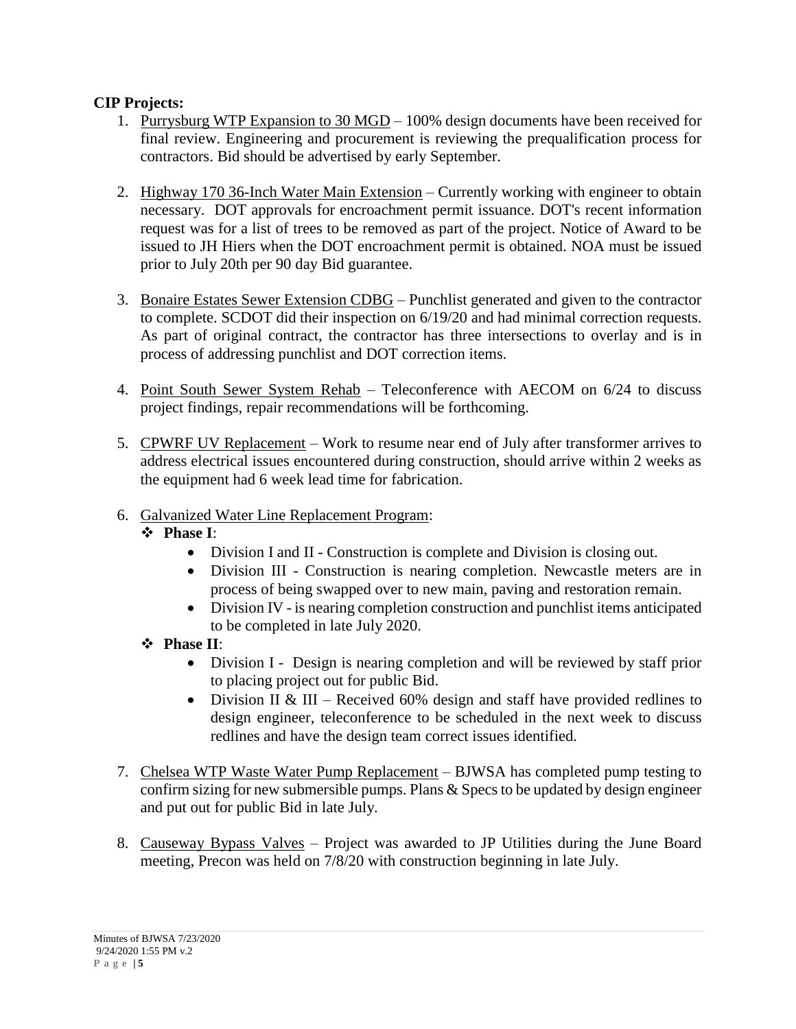**CIP Projects:**

1. Purrysburg WTP Expansion to 30 MGD – 100% design documents have been received for final review. Engineering and procurement is reviewing the prequalification process for contractors. Bid should be advertised by early September.

2. Highway 170 36-Inch Water Main Extension – Currently working with engineer to obtain necessary. DOT approvals for encroachment permit issuance. DOT's recent information request was for a list of trees to be removed as part of the project. Notice of Award to be issued to JH Hiers when the DOT encroachment permit is obtained. NOA must be issued prior to July 20th per 90 day Bid guarantee.

3. Bonaire Estates Sewer Extension CDBG – Punchlist generated and given to the contractor to complete. SCDOT did their inspection on 6/19/20 and had minimal correction requests. As part of original contract, the contractor has three intersections to overlay and is in process of addressing punchlist and DOT correction items.

4. Point South Sewer System Rehab – Teleconference with AECOM on 6/24 to discuss project findings, repair recommendations will be forthcoming.

5. CPWRF UV Replacement – Work to resume near end of July after transformer arrives to address electrical issues encountered during construction, should arrive within 2 weeks as the equipment had 6 week lead time for fabrication.

6. Galvanized Water Line Replacement Program:
   - **Phase I**:
     - Division I and II - Construction is complete and Division is closing out.
     - Division III - Construction is nearing completion. Newcastle meters are in process of being swapped over to new main, paving and restoration remain.
     - Division IV - is nearing completion construction and punchlist items anticipated to be completed in late July 2020.
   - **Phase II**:
     - Division I - Design is nearing completion and will be reviewed by staff prior to placing project out for public Bid.
     - Division II & III – Received 60% design and staff have provided redlines to design engineer, teleconference to be scheduled in the next week to discuss redlines and have the design team correct issues identified.

7. Chelsea WTP Waste Water Pump Replacement – BJWSA has completed pump testing to confirm sizing for new submersible pumps. Plans & Specs to be updated by design engineer and put out for public Bid in late July.

8. Causeway Bypass Valves – Project was awarded to JP Utilities during the June Board meeting, Precon was held on 7/8/20 with construction beginning in late July.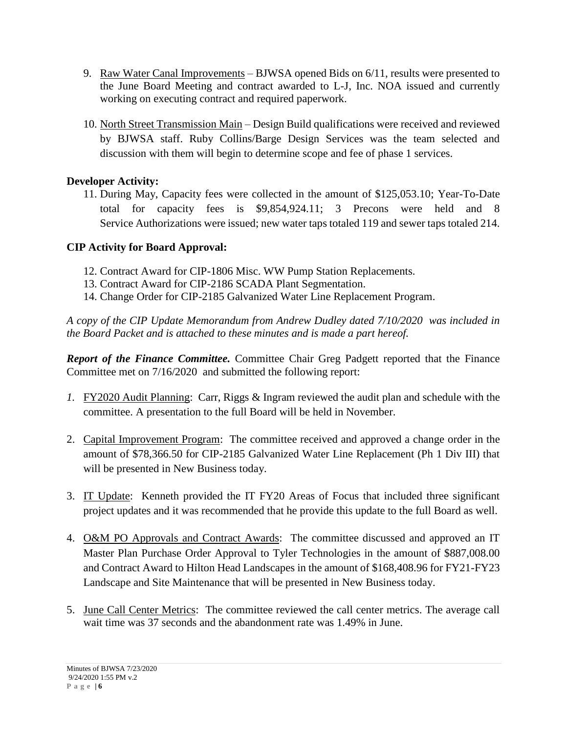9. Raw Water Canal Improvements – BJWSA opened Bids on 6/11, results were presented to the June Board Meeting and contract awarded to L-J, Inc. NOA issued and currently working on executing contract and required paperwork.

10. North Street Transmission Main – Design Build qualifications were received and reviewed by BJWSA staff. Ruby Collins/Barge Design Services was the team selected and discussion with them will begin to determine scope and fee of phase 1 services.

**Developer Activity:**

11. During May, Capacity fees were collected in the amount of $125,053.10; Year-To-Date total for capacity fees is $9,854,924.11; 3 Precons were held and 8 Service Authorizations were issued; new water taps totaled 119 and sewer taps totaled 214.

**CIP Activity for Board Approval:**

12. Contract Award for CIP-1806 Misc. WW Pump Station Replacements.
13. Contract Award for CIP-2186 SCADA Plant Segmentation.
14. Change Order for CIP-2185 Galvanized Water Line Replacement Program.

*A copy of the CIP Update Memorandum from Andrew Dudley dated 7/10/2020 was included in the Board Packet and is attached to these minutes and is made a part hereof.*

***Report of the Finance Committee.*** Committee Chair Greg Padgett reported that the Finance Committee met on 7/16/2020 and submitted the following report:

1. FY2020 Audit Planning: Carr, Riggs & Ingram reviewed the audit plan and schedule with the committee. A presentation to the full Board will be held in November.

2. Capital Improvement Program: The committee received and approved a change order in the amount of $78,366.50 for CIP-2185 Galvanized Water Line Replacement (Ph 1 Div III) that will be presented in New Business today.

3. IT Update: Kenneth provided the IT FY20 Areas of Focus that included three significant project updates and it was recommended that he provide this update to the full Board as well.

4. O&M PO Approvals and Contract Awards: The committee discussed and approved an IT Master Plan Purchase Order Approval to Tyler Technologies in the amount of $887,008.00 and Contract Award to Hilton Head Landscapes in the amount of $168,408.96 for FY21-FY23 Landscape and Site Maintenance that will be presented in New Business today.

5. June Call Center Metrics: The committee reviewed the call center metrics. The average call wait time was 37 seconds and the abandonment rate was 1.49% in June.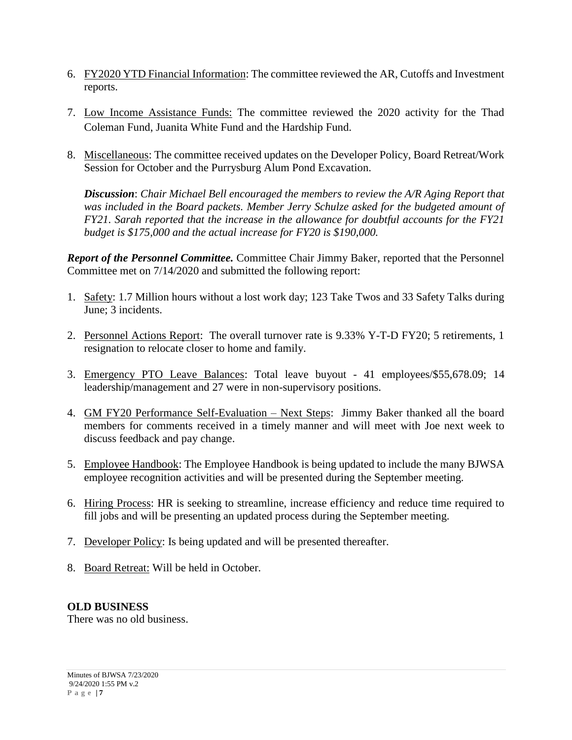6. FY2020 YTD Financial Information: The committee reviewed the AR, Cutoffs and Investment reports.

7. Low Income Assistance Funds: The committee reviewed the 2020 activity for the Thad Coleman Fund, Juanita White Fund and the Hardship Fund.

8. Miscellaneous: The committee received updates on the Developer Policy, Board Retreat/Work Session for October and the Purrysburg Alum Pond Excavation.

   ***Discussion***: *Chair Michael Bell encouraged the members to review the A/R Aging Report that was included in the Board packets. Member Jerry Schulze asked for the budgeted amount of FY21. Sarah reported that the increase in the allowance for doubtful accounts for the FY21 budget is $175,000 and the actual increase for FY20 is $190,000.*

***Report of the Personnel Committee.*** Committee Chair Jimmy Baker, reported that the Personnel Committee met on 7/14/2020 and submitted the following report:

1. Safety: 1.7 Million hours without a lost work day; 123 Take Twos and 33 Safety Talks during June; 3 incidents.

2. Personnel Actions Report: The overall turnover rate is 9.33% Y-T-D FY20; 5 retirements, 1 resignation to relocate closer to home and family.

3. Emergency PTO Leave Balances: Total leave buyout - 41 employees/$55,678.09; 14 leadership/management and 27 were in non-supervisory positions.

4. GM FY20 Performance Self-Evaluation – Next Steps: Jimmy Baker thanked all the board members for comments received in a timely manner and will meet with Joe next week to discuss feedback and pay change.

5. Employee Handbook: The Employee Handbook is being updated to include the many BJWSA employee recognition activities and will be presented during the September meeting.

6. Hiring Process: HR is seeking to streamline, increase efficiency and reduce time required to fill jobs and will be presenting an updated process during the September meeting.

7. Developer Policy: Is being updated and will be presented thereafter.

8. Board Retreat: Will be held in October.

**OLD BUSINESS**

There was no old business.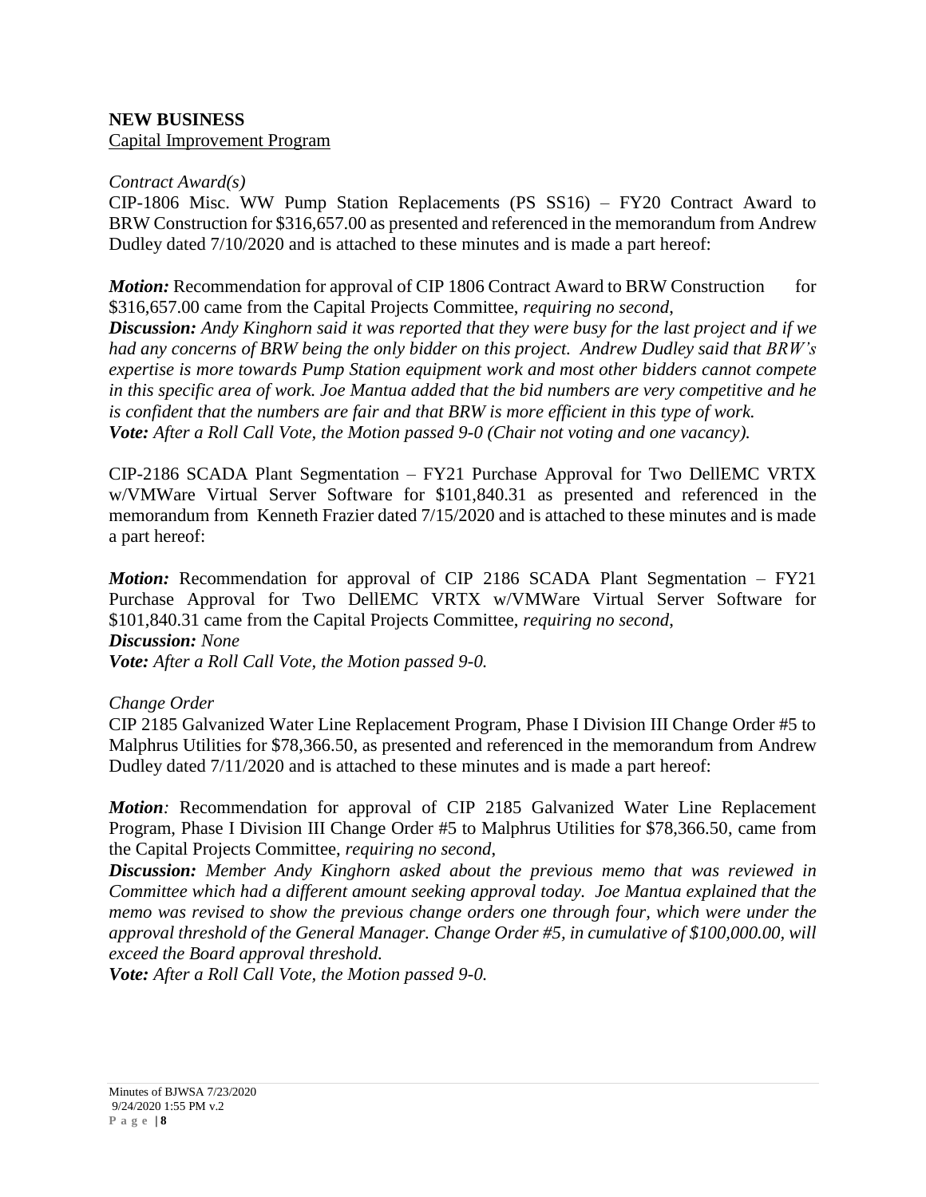**NEW BUSINESS**

Capital Improvement Program

*Contract Award(s)*

CIP-1806 Misc. WW Pump Station Replacements (PS SS16) – FY20 Contract Award to BRW Construction for $316,657.00 as presented and referenced in the memorandum from Andrew Dudley dated 7/10/2020 and is attached to these minutes and is made a part hereof:

***Motion:*** Recommendation for approval of CIP 1806 Contract Award to BRW Construction for $316,657.00 came from the Capital Projects Committee, *requiring no second*,

***Discussion:*** *Andy Kinghorn said it was reported that they were busy for the last project and if we had any concerns of BRW being the only bidder on this project. Andrew Dudley said that BRW's expertise is more towards Pump Station equipment work and most other bidders cannot compete in this specific area of work. Joe Mantua added that the bid numbers are very competitive and he is confident that the numbers are fair and that BRW is more efficient in this type of work.*

***Vote:*** *After a Roll Call Vote, the Motion passed 9-0 (Chair not voting and one vacancy).*

CIP-2186 SCADA Plant Segmentation – FY21 Purchase Approval for Two DellEMC VRTX w/VMWare Virtual Server Software for $101,840.31 as presented and referenced in the memorandum from Kenneth Frazier dated 7/15/2020 and is attached to these minutes and is made a part hereof:

***Motion:*** Recommendation for approval of CIP 2186 SCADA Plant Segmentation – FY21 Purchase Approval for Two DellEMC VRTX w/VMWare Virtual Server Software for $101,840.31 came from the Capital Projects Committee, *requiring no second*,

***Discussion:*** *None*

***Vote:*** *After a Roll Call Vote, the Motion passed 9-0.*

*Change Order*

CIP 2185 Galvanized Water Line Replacement Program, Phase I Division III Change Order #5 to Malphrus Utilities for $78,366.50, as presented and referenced in the memorandum from Andrew Dudley dated 7/11/2020 and is attached to these minutes and is made a part hereof:

***Motion****:* Recommendation for approval of CIP 2185 Galvanized Water Line Replacement Program, Phase I Division III Change Order #5 to Malphrus Utilities for $78,366.50, came from the Capital Projects Committee, *requiring no second*,

***Discussion:*** *Member Andy Kinghorn asked about the previous memo that was reviewed in Committee which had a different amount seeking approval today. Joe Mantua explained that the memo was revised to show the previous change orders one through four, which were under the approval threshold of the General Manager. Change Order #5, in cumulative of $100,000.00, will exceed the Board approval threshold.*

***Vote:*** *After a Roll Call Vote, the Motion passed 9-0.*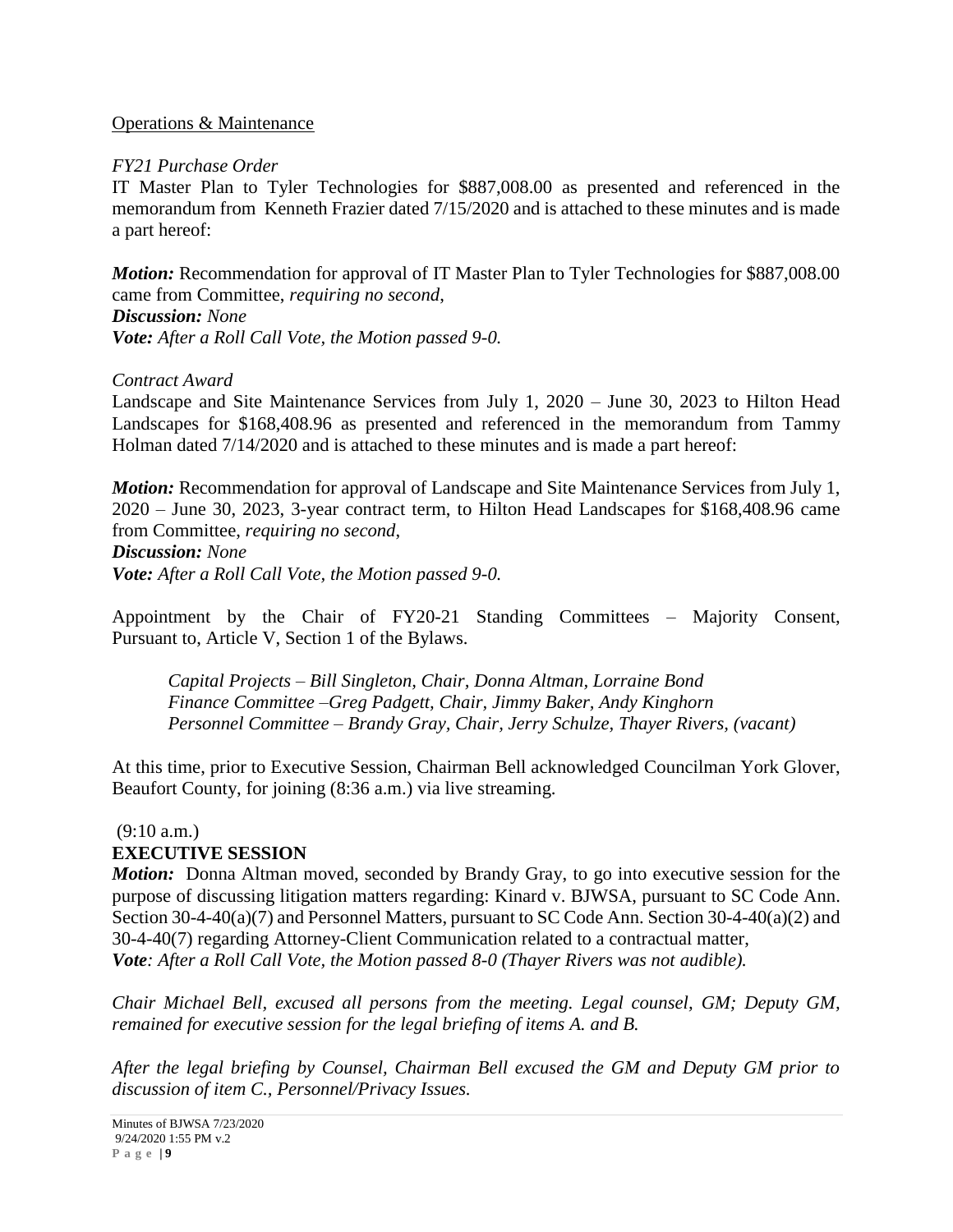Operations & Maintenance

*FY21 Purchase Order*

IT Master Plan to Tyler Technologies for $887,008.00 as presented and referenced in the memorandum from Kenneth Frazier dated 7/15/2020 and is attached to these minutes and is made a part hereof:

***Motion:*** Recommendation for approval of IT Master Plan to Tyler Technologies for $887,008.00 came from Committee, *requiring no second*,
***Discussion:*** *None*
***Vote:*** *After a Roll Call Vote, the Motion passed 9-0.*

*Contract Award*

Landscape and Site Maintenance Services from July 1, 2020 – June 30, 2023 to Hilton Head Landscapes for $168,408.96 as presented and referenced in the memorandum from Tammy Holman dated 7/14/2020 and is attached to these minutes and is made a part hereof:

***Motion:*** Recommendation for approval of Landscape and Site Maintenance Services from July 1, 2020 – June 30, 2023, 3-year contract term, to Hilton Head Landscapes for $168,408.96 came from Committee, *requiring no second*,
***Discussion:*** *None*
***Vote:*** *After a Roll Call Vote, the Motion passed 9-0.*

Appointment by the Chair of FY20-21 Standing Committees – Majority Consent, Pursuant to, Article V, Section 1 of the Bylaws.

> *Capital Projects – Bill Singleton, Chair, Donna Altman, Lorraine Bond*
> *Finance Committee –Greg Padgett, Chair, Jimmy Baker, Andy Kinghorn*
> *Personnel Committee – Brandy Gray, Chair, Jerry Schulze, Thayer Rivers, (vacant)*

At this time, prior to Executive Session, Chairman Bell acknowledged Councilman York Glover, Beaufort County, for joining (8:36 a.m.) via live streaming.

(9:10 a.m.)

**EXECUTIVE SESSION**

***Motion:*** Donna Altman moved, seconded by Brandy Gray, to go into executive session for the purpose of discussing litigation matters regarding: Kinard v. BJWSA, pursuant to SC Code Ann. Section 30-4-40(a)(7) and Personnel Matters, pursuant to SC Code Ann. Section 30-4-40(a)(2) and 30-4-40(7) regarding Attorney-Client Communication related to a contractual matter,
***Vote****: After a Roll Call Vote, the Motion passed 8-0 (Thayer Rivers was not audible).*

*Chair Michael Bell, excused all persons from the meeting. Legal counsel, GM; Deputy GM, remained for executive session for the legal briefing of items A. and B.*

*After the legal briefing by Counsel, Chairman Bell excused the GM and Deputy GM prior to discussion of item C., Personnel/Privacy Issues.*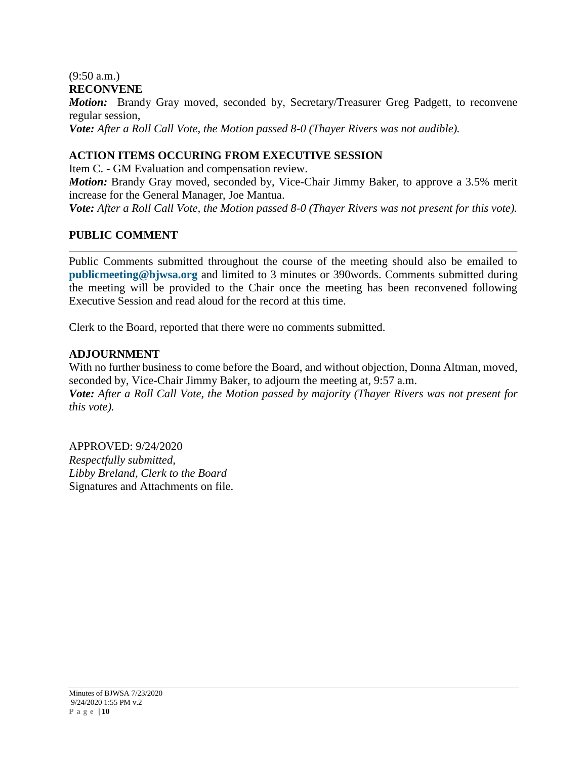(9:50 a.m.)

**RECONVENE**

***Motion:*** Brandy Gray moved, seconded by, Secretary/Treasurer Greg Padgett, to reconvene regular session,

***Vote:*** *After a Roll Call Vote, the Motion passed 8-0 (Thayer Rivers was not audible).*

**ACTION ITEMS OCCURING FROM EXECUTIVE SESSION**

Item C. - GM Evaluation and compensation review.

***Motion:*** Brandy Gray moved, seconded by, Vice-Chair Jimmy Baker, to approve a 3.5% merit increase for the General Manager, Joe Mantua.

***Vote:*** *After a Roll Call Vote, the Motion passed 8-0 (Thayer Rivers was not present for this vote).*

**PUBLIC COMMENT**

---

Public Comments submitted throughout the course of the meeting should also be emailed to **publicmeeting@bjwsa.org** and limited to 3 minutes or 390words. Comments submitted during the meeting will be provided to the Chair once the meeting has been reconvened following Executive Session and read aloud for the record at this time.

Clerk to the Board, reported that there were no comments submitted.

**ADJOURNMENT**

With no further business to come before the Board, and without objection, Donna Altman, moved, seconded by, Vice-Chair Jimmy Baker, to adjourn the meeting at, 9:57 a.m.

***Vote:*** *After a Roll Call Vote, the Motion passed by majority (Thayer Rivers was not present for this vote).*

APPROVED: 9/24/2020

*Respectfully submitted,*

*Libby Breland, Clerk to the Board*

Signatures and Attachments on file.